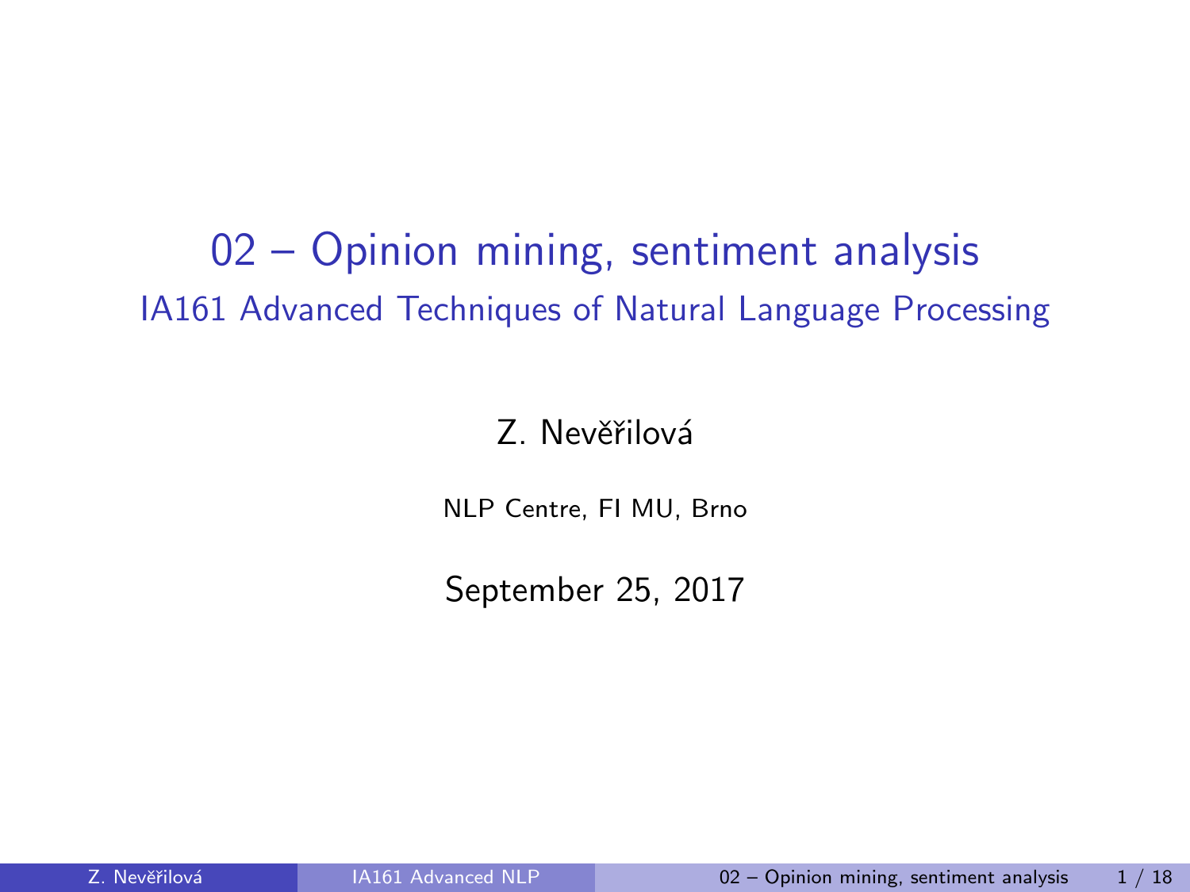# 02 – Opinion mining, sentiment analysis

## IA161 Advanced Techniques of Natural Language Processing

Z. Nevěřilová

NLP Centre, FI MU, Brno

September 25, 2017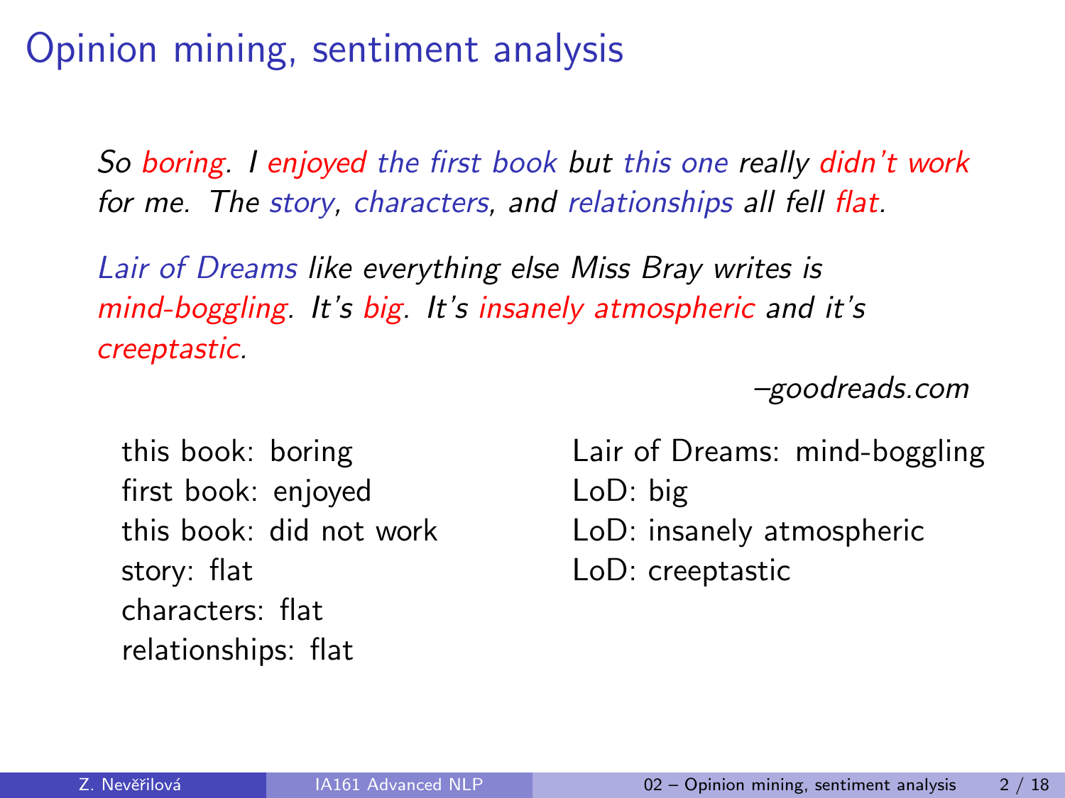# Opinion mining, sentiment analysis

*So boring. I enjoyed the first book but this one really didn't work for me. The story, characters, and relationships all fell flat.*

*Lair of Dreams like everything else Miss Bray writes is mind-boggling. It's big. It's insanely atmospheric and it's creeptastic.*

*–goodreads.com*

this book: boring
first book: enjoyed
this book: did not work
story: flat
characters: flat
relationships: flat

Lair of Dreams: mind-boggling
LoD: big
LoD: insanely atmospheric
LoD: creeptastic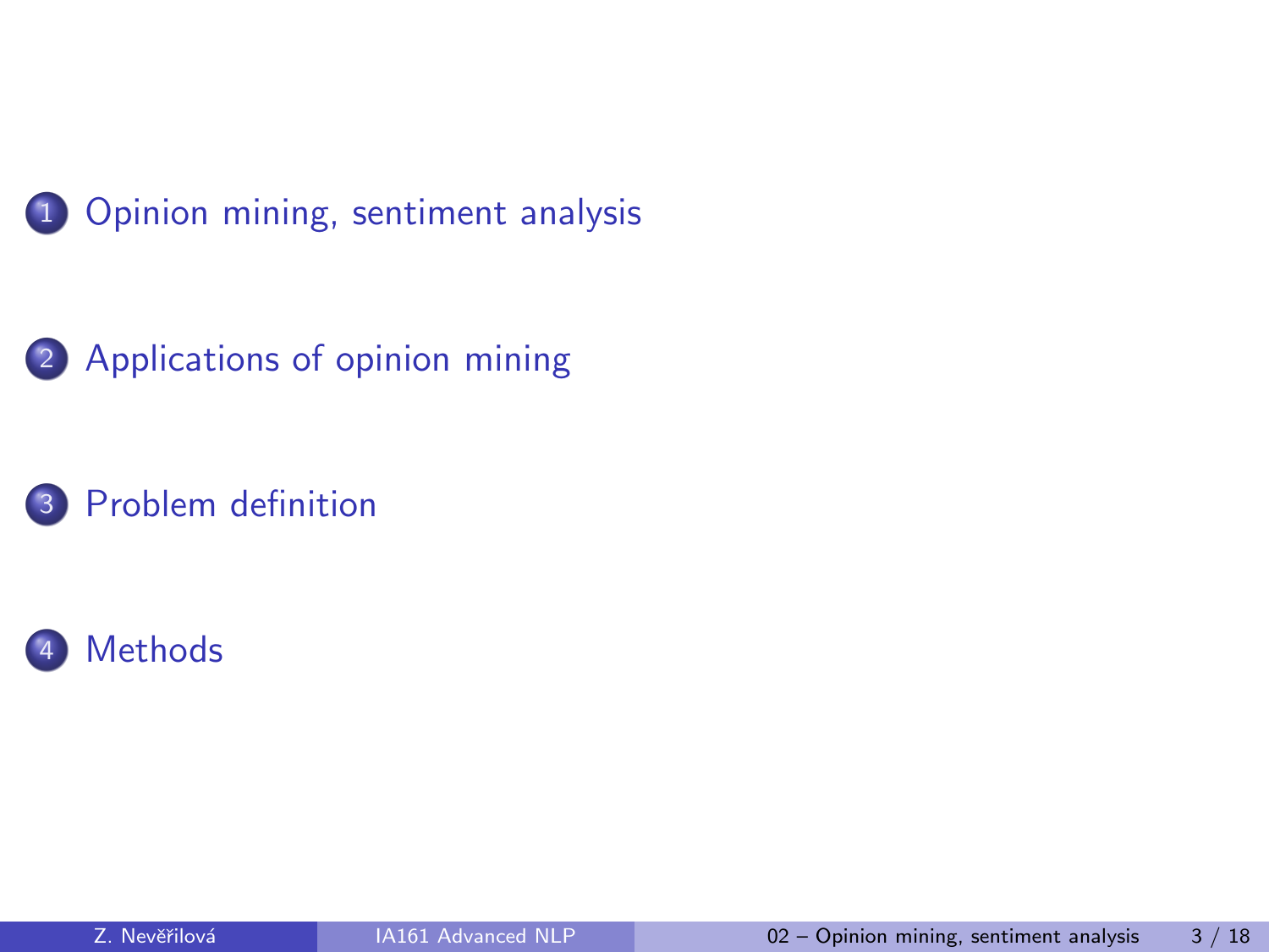1. Opinion mining, sentiment analysis
2. Applications of opinion mining
3. Problem definition
4. Methods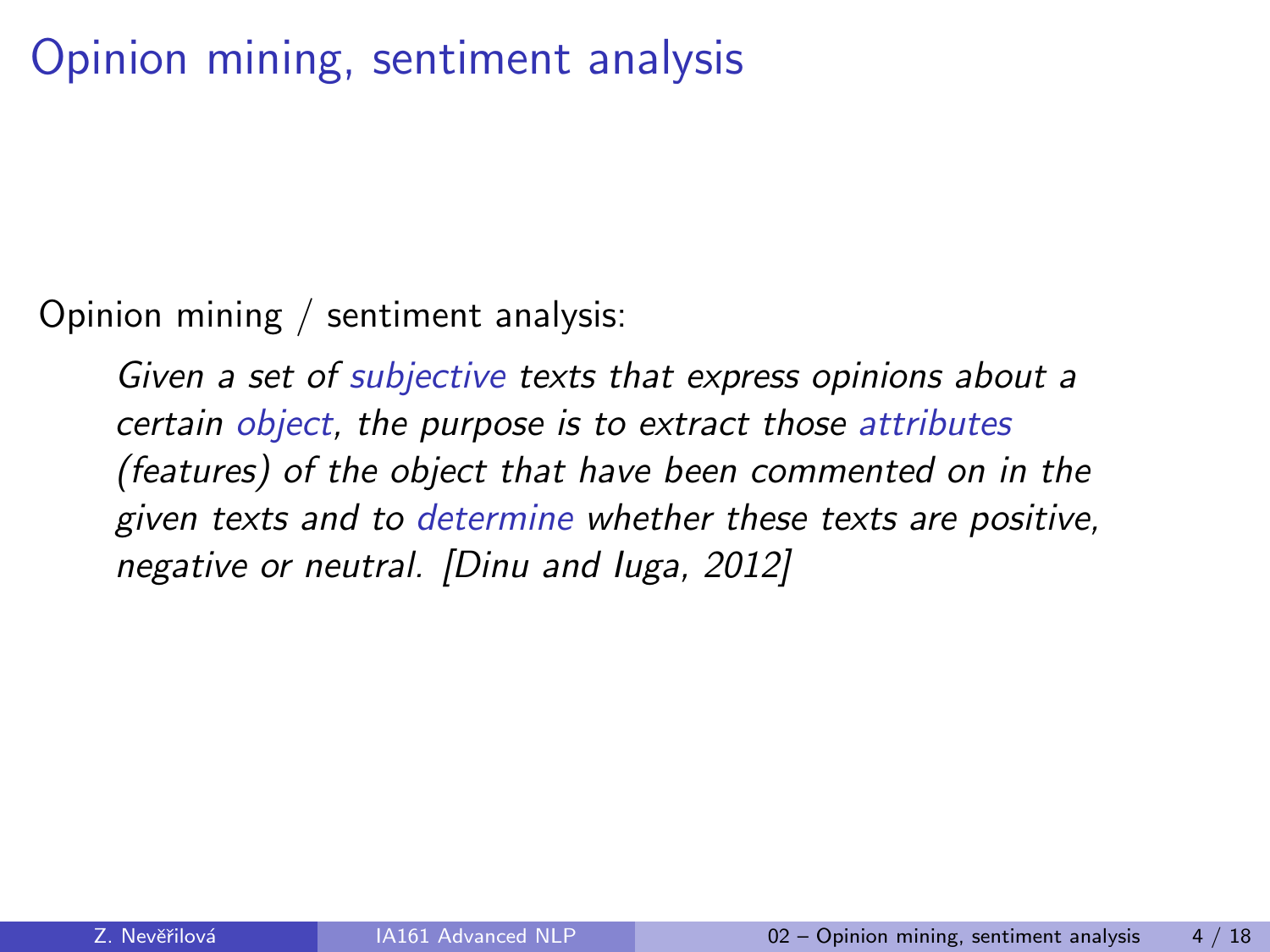# Opinion mining, sentiment analysis

Opinion mining / sentiment analysis:

> *Given a set of subjective texts that express opinions about a certain object, the purpose is to extract those attributes (features) of the object that have been commented on in the given texts and to determine whether these texts are positive, negative or neutral. [Dinu and Iuga, 2012]*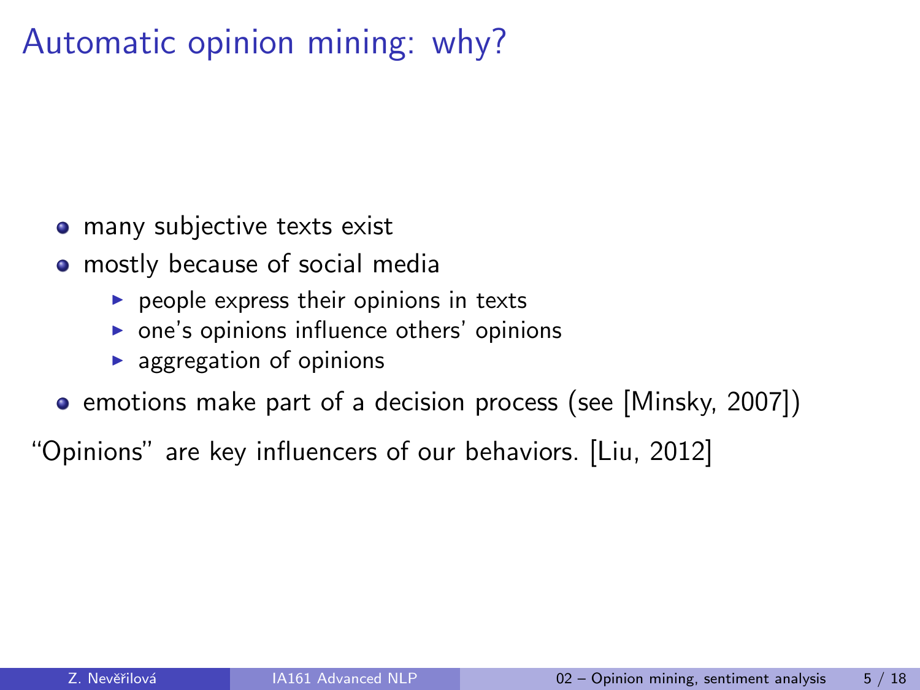# Automatic opinion mining: why?

- many subjective texts exist
- mostly because of social media
  - people express their opinions in texts
  - one's opinions influence others' opinions
  - aggregation of opinions
- emotions make part of a decision process (see [Minsky, 2007])

"Opinions" are key influencers of our behaviors. [Liu, 2012]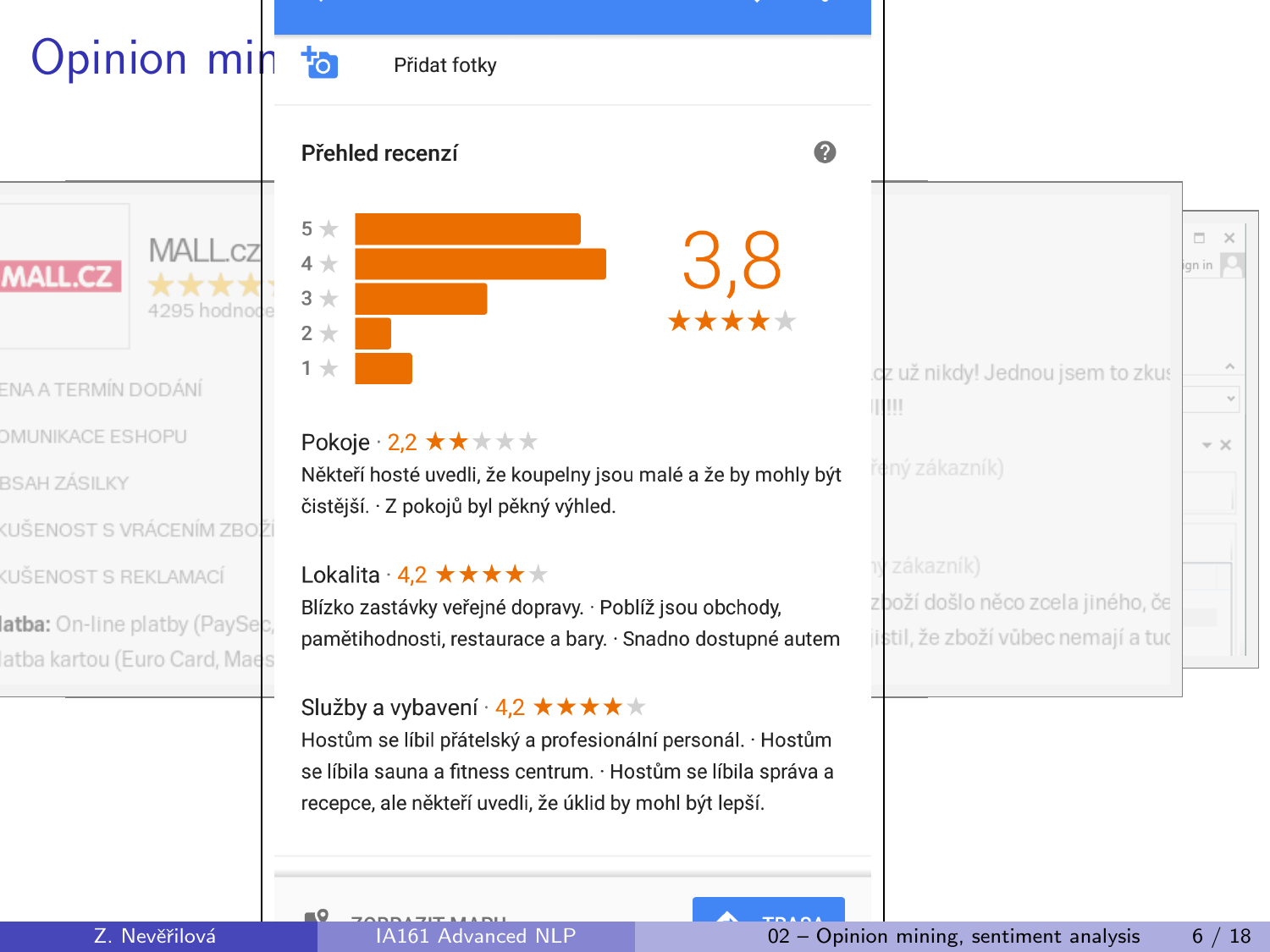# Opinion mining

Přidat fotky

**Přehled recenzí**

5 ★
4 ★
3 ★
2 ★
1 ★

3,8 ★★★★★

Pokoje · 2,2 ★★★★★
Někteří hosté uvedli, že koupelny jsou malé a že by mohly být čistější. · Z pokojů byl pěkný výhled.

Lokalita · 4,2 ★★★★★
Blízko zastávky veřejné dopravy. · Poblíž jsou obchody, pamětihodnosti, restaurace a bary. · Snadno dostupné autem

Služby a vybavení · 4,2 ★★★★★
Hostům se líbil přátelský a profesionální personál. · Hostům se líbila sauna a fitness centrum. · Hostům se líbila správa a recepce, ale někteří uvedli, že úklid by mohl být lepší.

MALL.CZ
4295 hodnoc

ENA A TERMÍN DODÁNÍ
OMUNIKACE ESHOPU
BSAH ZÁSILKY
KUŠENOST S VRÁCENÍM ZBOŽÍ
KUŠENOST S REKLAMACÍ
latba: On-line platby (PaySec,
latba kartou (Euro Card, Mae

.cz už nikdy! Jednou jsem to zkus
!!!!!
řený zákazník)
ý zákazník)
zboží došlo něco zcela jiného, če
istil, že zboží vůbec nemají a tu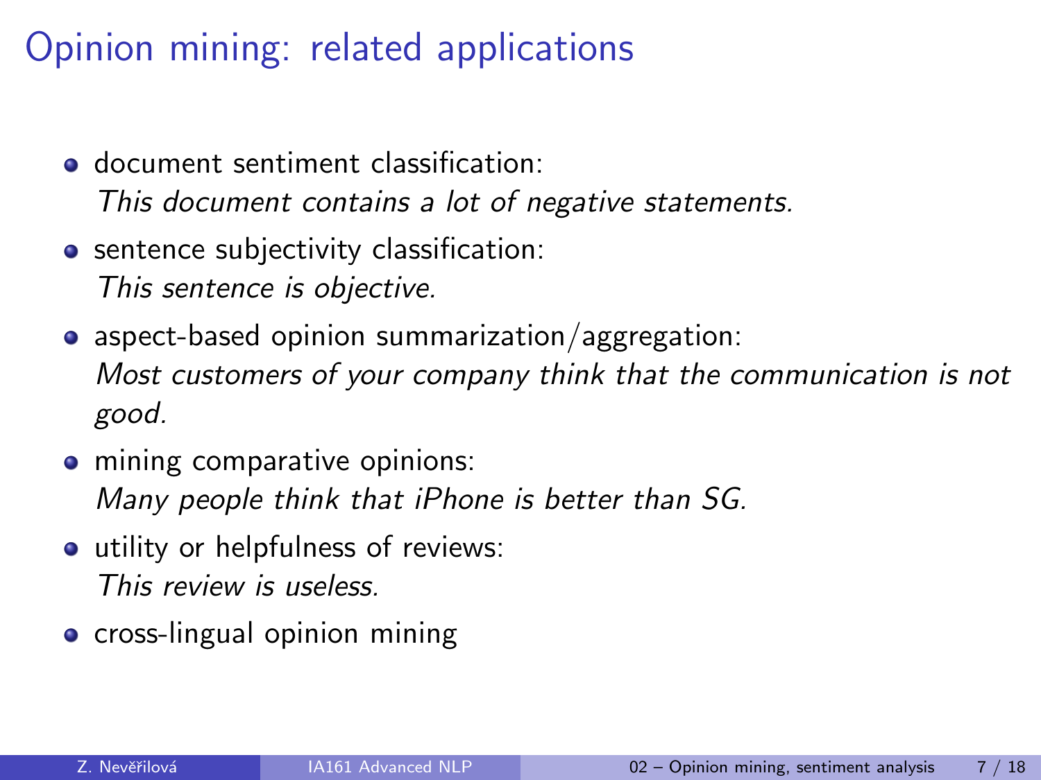# Opinion mining: related applications

- document sentiment classification:
  *This document contains a lot of negative statements.*
- sentence subjectivity classification:
  *This sentence is objective.*
- aspect-based opinion summarization/aggregation:
  *Most customers of your company think that the communication is not good.*
- mining comparative opinions:
  *Many people think that iPhone is better than SG.*
- utility or helpfulness of reviews:
  *This review is useless.*
- cross-lingual opinion mining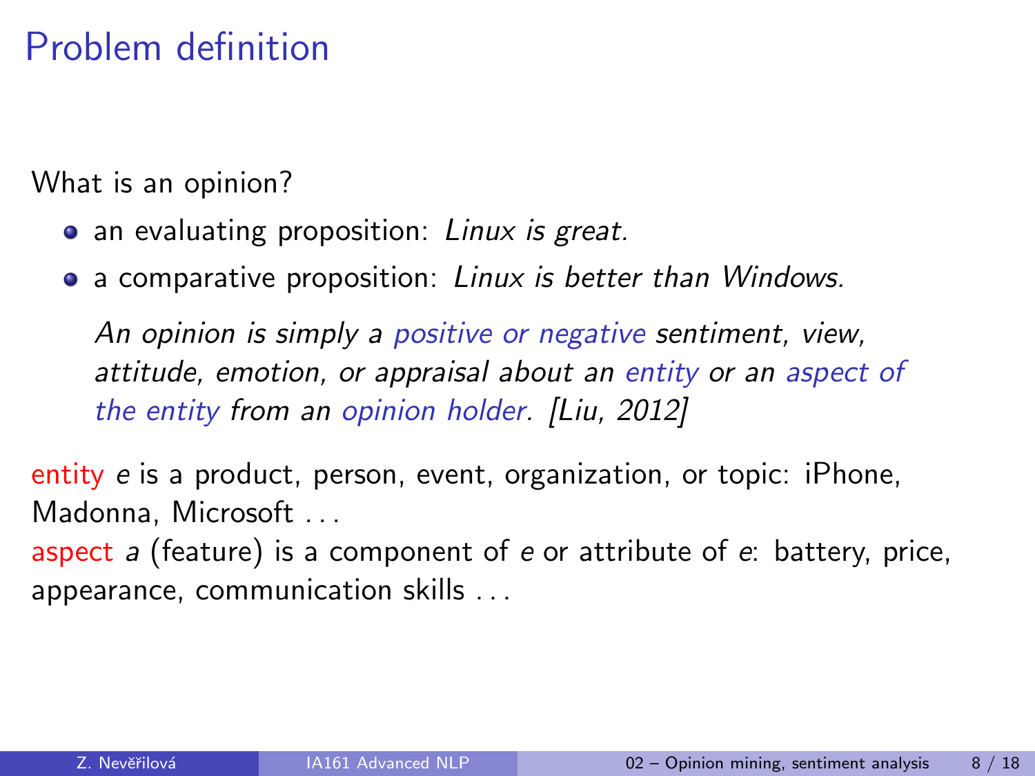# Problem definition

What is an opinion?

- an evaluating proposition: *Linux is great.*
- a comparative proposition: *Linux is better than Windows.*

> *An opinion is simply a positive or negative sentiment, view, attitude, emotion, or appraisal about an entity or an aspect of the entity from an opinion holder. [Liu, 2012]*

entity $e$ is a product, person, event, organization, or topic: iPhone, Madonna, Microsoft . . .

aspect $a$ (feature) is a component of $e$ or attribute of $e$: battery, price, appearance, communication skills . . .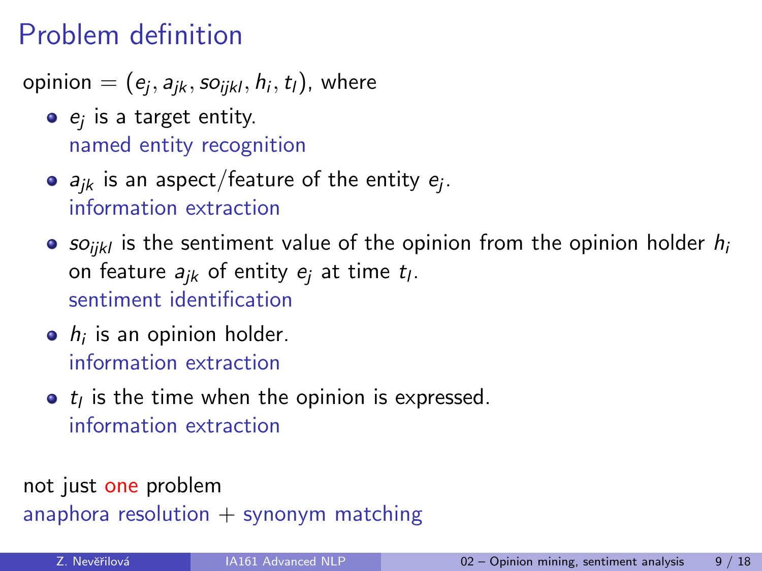# Problem definition

opinion = $(e_j, a_{jk}, so_{ijkl}, h_i, t_l)$, where

- $e_j$ is a target entity.
  named entity recognition
- $a_{jk}$ is an aspect/feature of the entity $e_j$.
  information extraction
- $so_{ijkl}$ is the sentiment value of the opinion from the opinion holder $h_i$ on feature $a_{jk}$ of entity $e_j$ at time $t_l$.
  sentiment identification
- $h_i$ is an opinion holder.
  information extraction
- $t_l$ is the time when the opinion is expressed.
  information extraction

not just one problem
anaphora resolution + synonym matching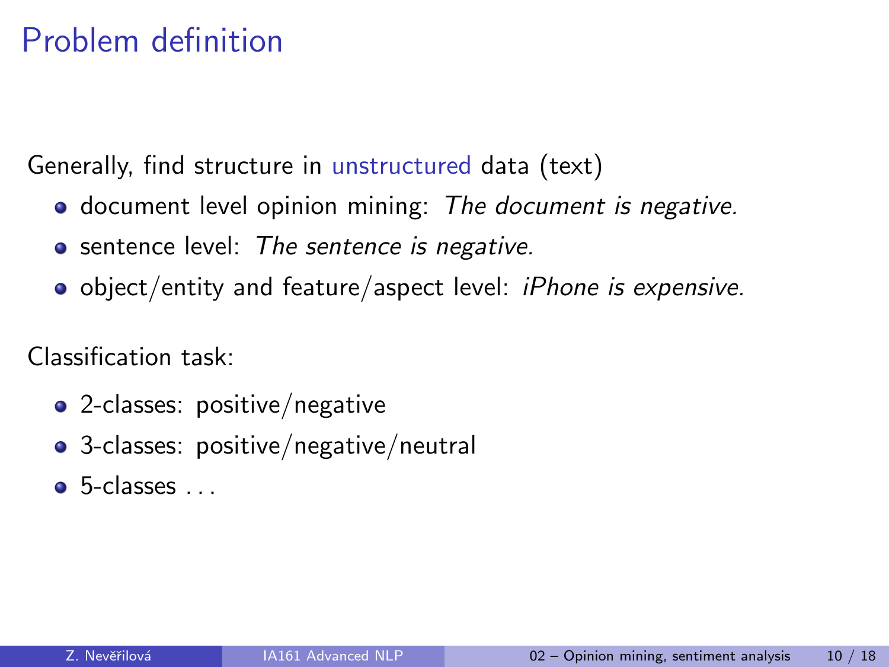# Problem definition

Generally, find structure in unstructured data (text)

- document level opinion mining: *The document is negative.*
- sentence level: *The sentence is negative.*
- object/entity and feature/aspect level: *iPhone is expensive.*

Classification task:

- 2-classes: positive/negative
- 3-classes: positive/negative/neutral
- 5-classes . . .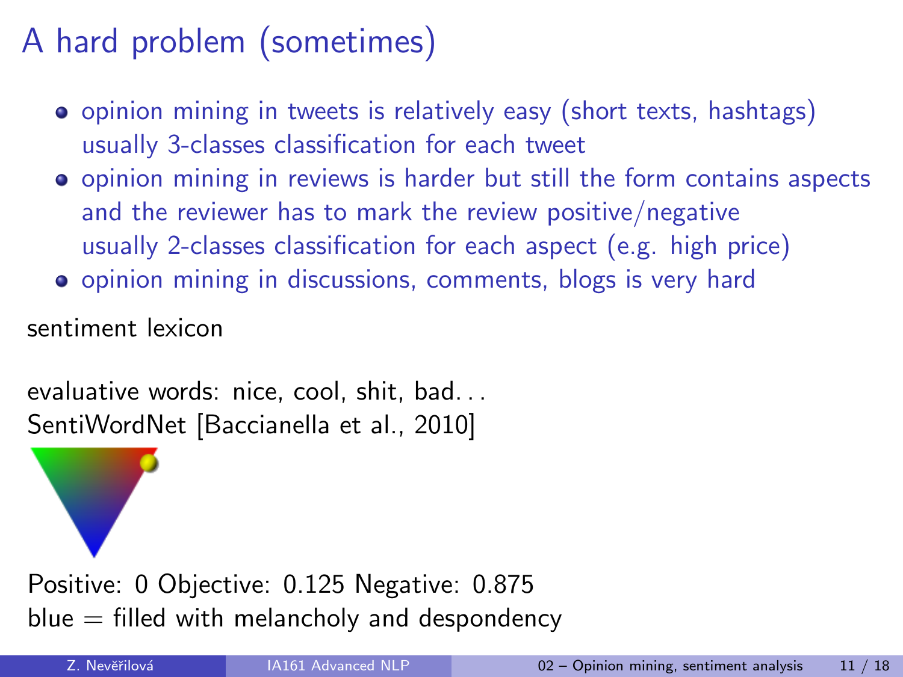# A hard problem (sometimes)

- opinion mining in tweets is relatively easy (short texts, hashtags) usually 3-classes classification for each tweet
- opinion mining in reviews is harder but still the form contains aspects and the reviewer has to mark the review positive/negative usually 2-classes classification for each aspect (e.g. high price)
- opinion mining in discussions, comments, blogs is very hard

sentiment lexicon

evaluative words: nice, cool, shit, bad...
SentiWordNet [Baccianella et al., 2010]

Positive: 0 Objective: 0.125 Negative: 0.875
blue = filled with melancholy and despondency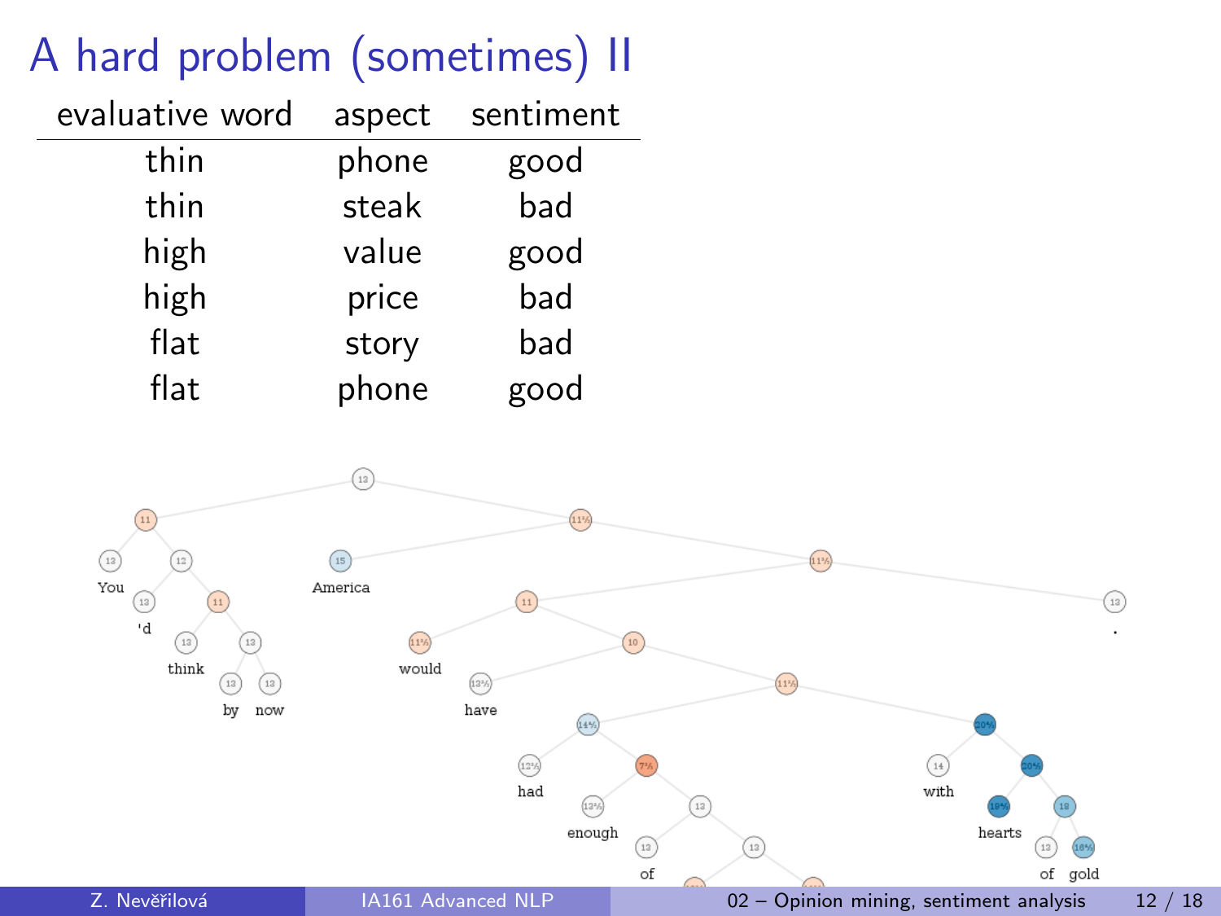# A hard problem (sometimes) II

| evaluative word | aspect | sentiment |
| --- | --- | --- |
| thin | phone | good |
| thin | steak | bad |
| high | value | good |
| high | price | bad |
| flat | story | bad |
| flat | phone | good |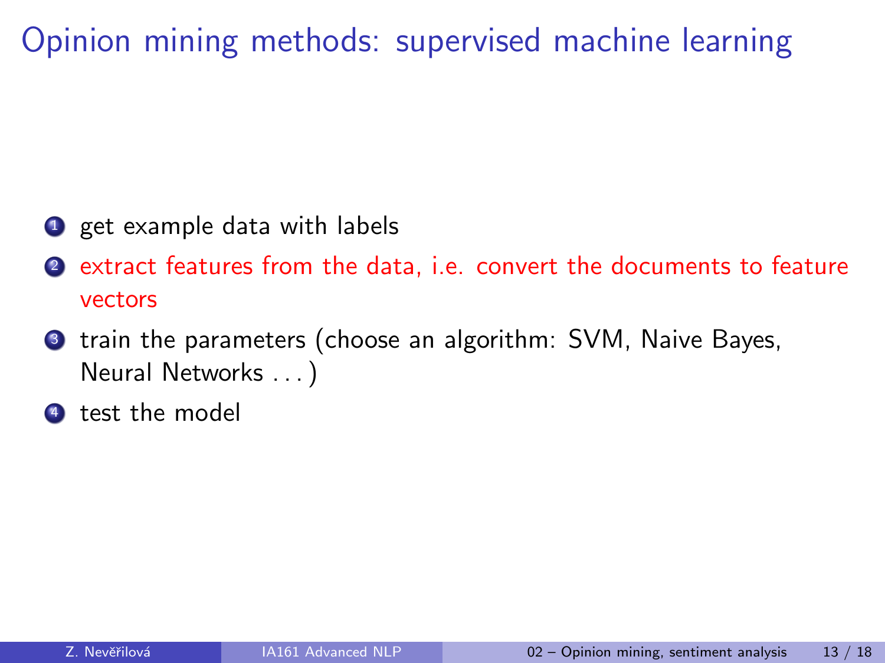# Opinion mining methods: supervised machine learning

1. get example data with labels
2. extract features from the data, i.e. convert the documents to feature vectors
3. train the parameters (choose an algorithm: SVM, Naive Bayes, Neural Networks . . . )
4. test the model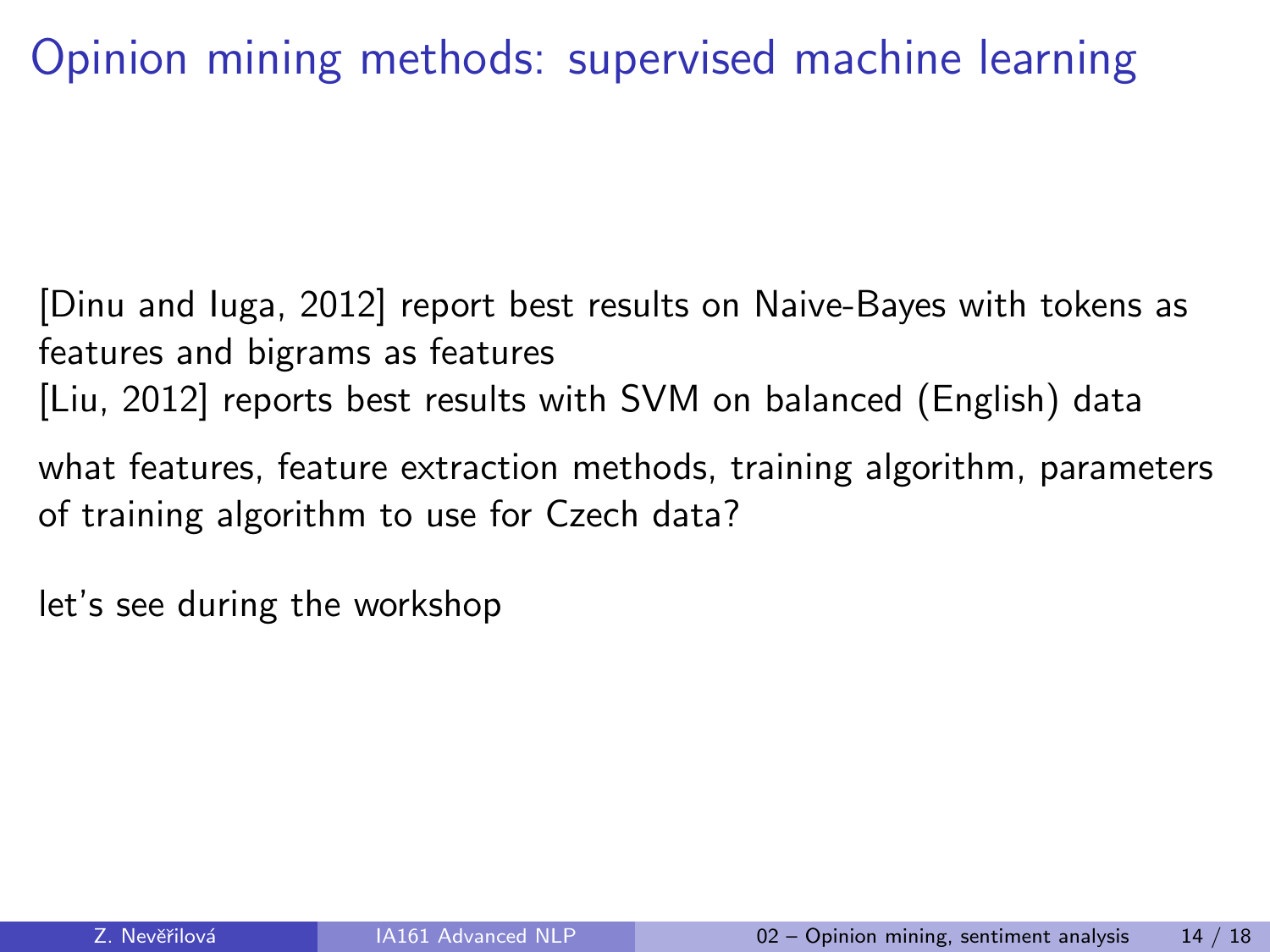# Opinion mining methods: supervised machine learning

[Dinu and Iuga, 2012] report best results on Naive-Bayes with tokens as features and bigrams as features
[Liu, 2012] reports best results with SVM on balanced (English) data

what features, feature extraction methods, training algorithm, parameters of training algorithm to use for Czech data?

let's see during the workshop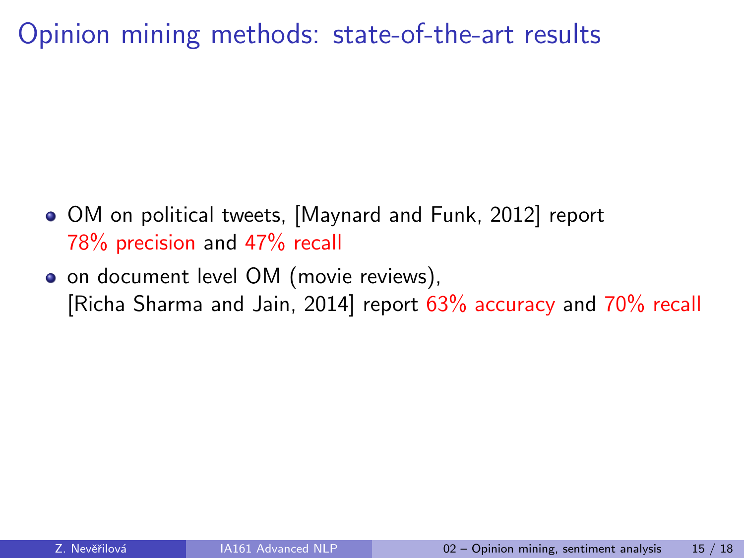# Opinion mining methods: state-of-the-art results

- OM on political tweets, [Maynard and Funk, 2012] report 78% precision and 47% recall
- on document level OM (movie reviews), [Richa Sharma and Jain, 2014] report 63% accuracy and 70% recall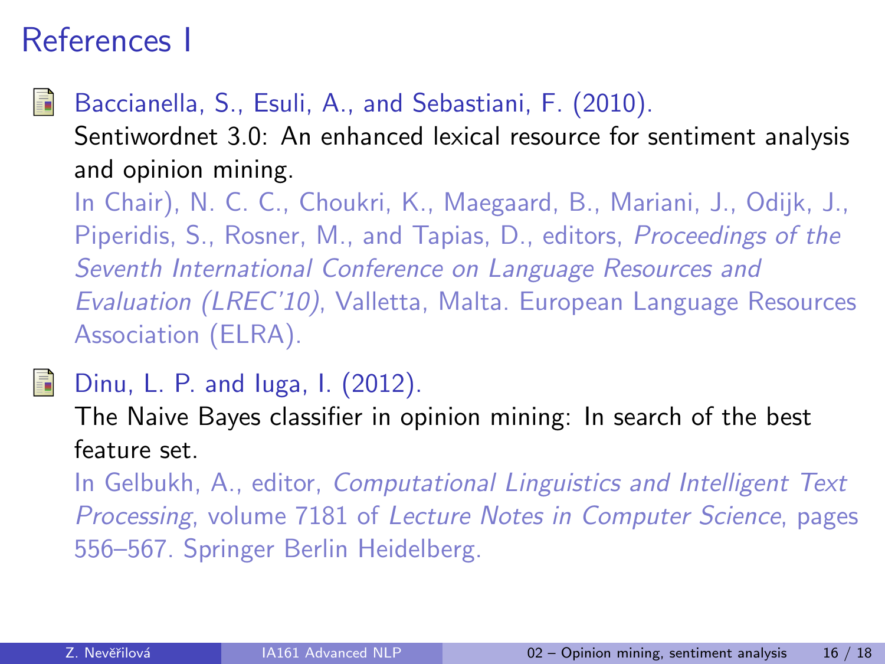# References I

- Baccianella, S., Esuli, A., and Sebastiani, F. (2010).
  Sentiwordnet 3.0: An enhanced lexical resource for sentiment analysis and opinion mining.
  In Chair), N. C. C., Choukri, K., Maegaard, B., Mariani, J., Odijk, J., Piperidis, S., Rosner, M., and Tapias, D., editors, *Proceedings of the Seventh International Conference on Language Resources and Evaluation (LREC'10)*, Valletta, Malta. European Language Resources Association (ELRA).

- Dinu, L. P. and Iuga, I. (2012).
  The Naive Bayes classifier in opinion mining: In search of the best feature set.
  In Gelbukh, A., editor, *Computational Linguistics and Intelligent Text Processing*, volume 7181 of *Lecture Notes in Computer Science*, pages 556–567. Springer Berlin Heidelberg.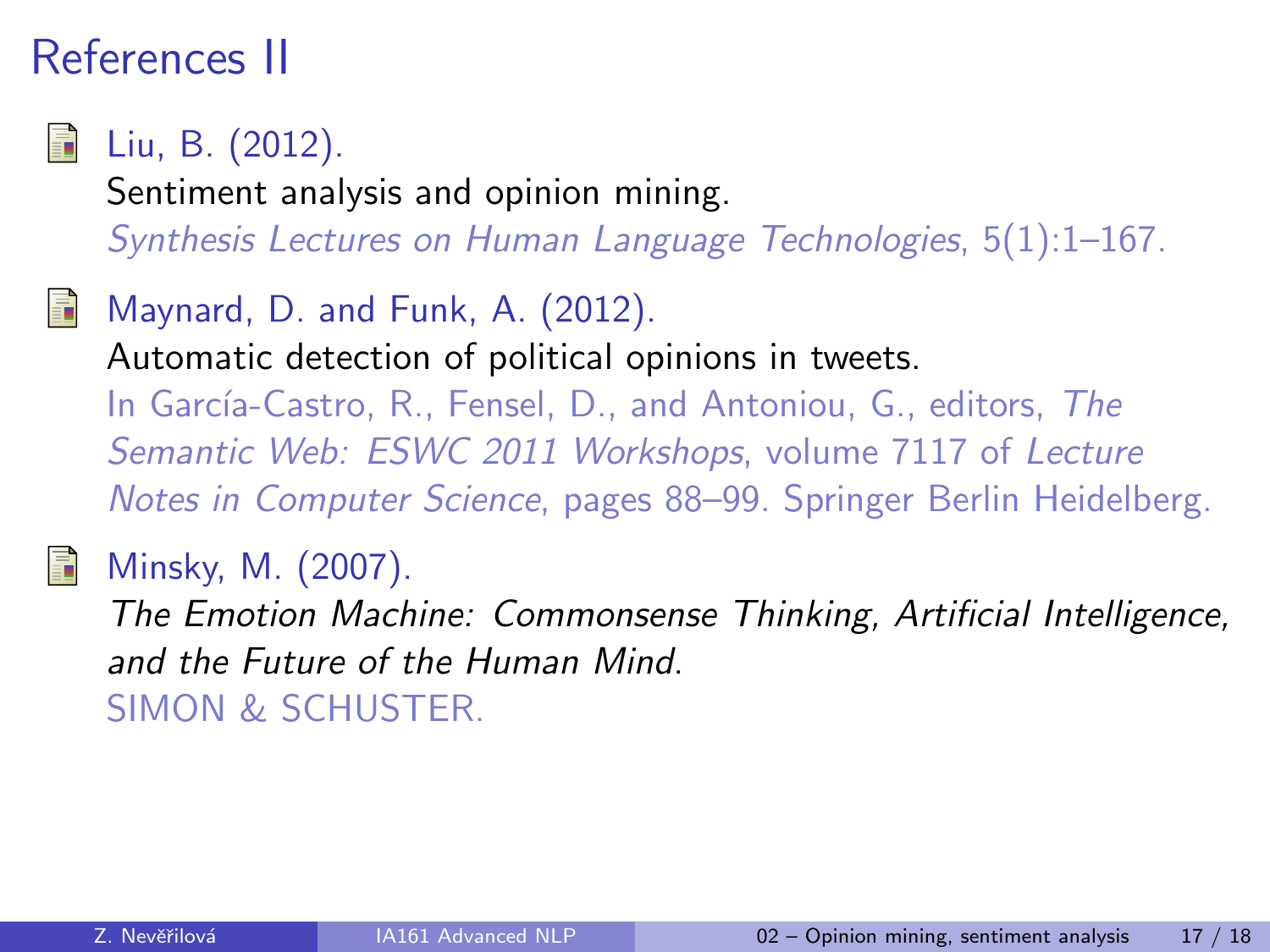# References II

Liu, B. (2012).
Sentiment analysis and opinion mining.
*Synthesis Lectures on Human Language Technologies*, 5(1):1–167.

Maynard, D. and Funk, A. (2012).
Automatic detection of political opinions in tweets.
In García-Castro, R., Fensel, D., and Antoniou, G., editors, *The Semantic Web: ESWC 2011 Workshops*, volume 7117 of *Lecture Notes in Computer Science*, pages 88–99. Springer Berlin Heidelberg.

Minsky, M. (2007).
*The Emotion Machine: Commonsense Thinking, Artificial Intelligence, and the Future of the Human Mind*.
SIMON & SCHUSTER.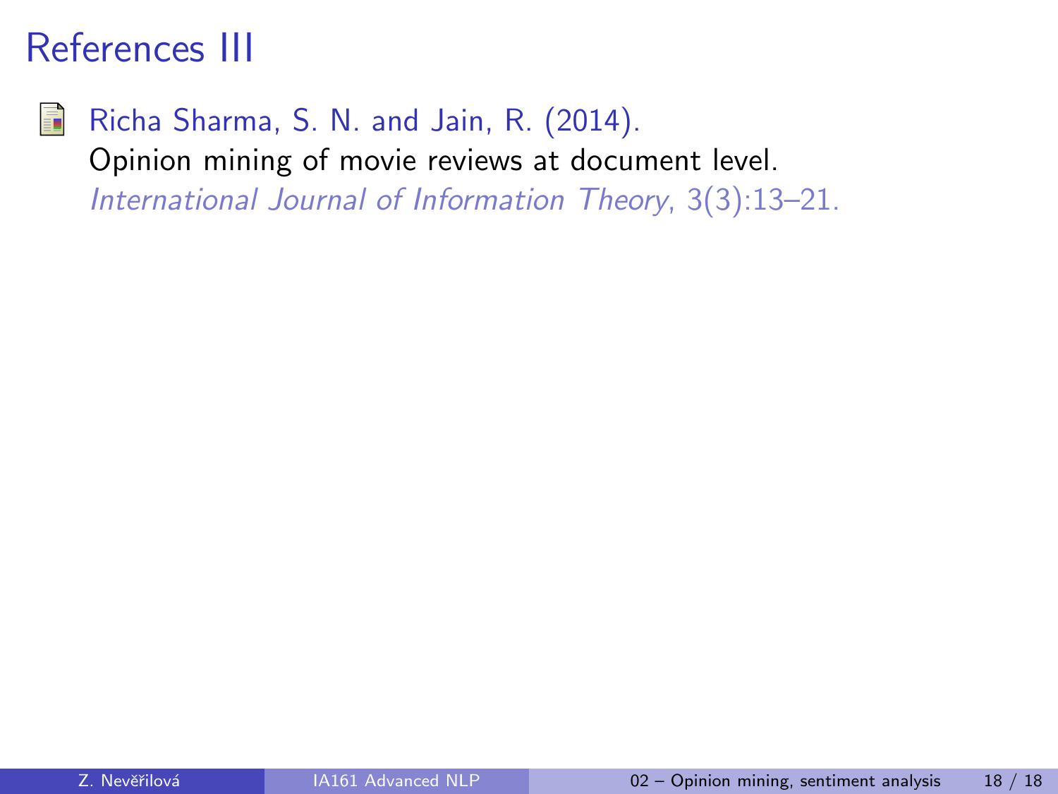# References III

Richa Sharma, S. N. and Jain, R. (2014).
Opinion mining of movie reviews at document level.
*International Journal of Information Theory*, 3(3):13–21.